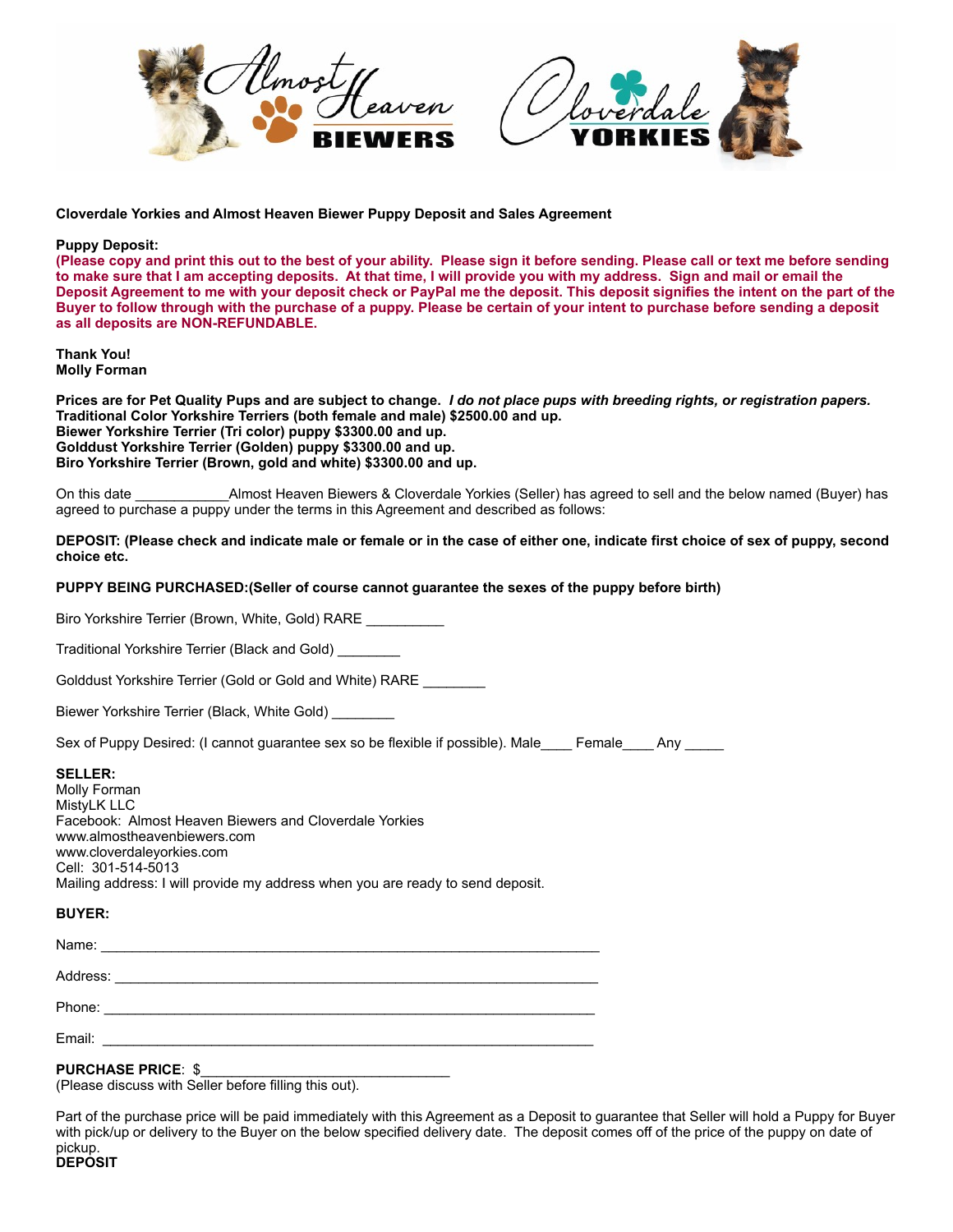**Cloverdale Yorkies and Almost Heaven Biewer Puppy Deposit and Sales Agreement**

**Puppy Deposit:**
**(Please copy and print this out to the best of your ability. Please sign it before sending. Please call or text me before sending to make sure that I am accepting deposits. At that time, I will provide you with my address. Sign and mail or email the Deposit Agreement to me with your deposit check or PayPal me the deposit. This deposit signifies the intent on the part of the Buyer to follow through with the purchase of a puppy. Please be certain of your intent to purchase before sending a deposit as all deposits are NON-REFUNDABLE.**

**Thank You!**
**Molly Forman**

**Prices are for Pet Quality Pups and are subject to change.** ***I do not place pups with breeding rights, or registration papers.***
**Traditional Color Yorkshire Terriers (both female and male) $2500.00 and up.**
**Biewer Yorkshire Terrier (Tri color) puppy $3300.00 and up.**
**Golddust Yorkshire Terrier (Golden) puppy $3300.00 and up.**
**Biro Yorkshire Terrier (Brown, gold and white) $3300.00 and up.**

On this date ____________Almost Heaven Biewers & Cloverdale Yorkies (Seller) has agreed to sell and the below named (Buyer) has agreed to purchase a puppy under the terms in this Agreement and described as follows:

**DEPOSIT: (Please check and indicate male or female or in the case of either one, indicate first choice of sex of puppy, second choice etc.**

**PUPPY BEING PURCHASED:(Seller of course cannot guarantee the sexes of the puppy before birth)**

Biro Yorkshire Terrier (Brown, White, Gold) RARE __________

Traditional Yorkshire Terrier (Black and Gold) ________

Golddust Yorkshire Terrier (Gold or Gold and White) RARE ________

Biewer Yorkshire Terrier (Black, White Gold) ________

Sex of Puppy Desired: (I cannot guarantee sex so be flexible if possible). Male____ Female____ Any _____

**SELLER:**
Molly Forman
MistyLK LLC
Facebook: Almost Heaven Biewers and Cloverdale Yorkies
www.almostheavenbiewers.com
www.cloverdaleyorkies.com
Cell: 301-514-5013
Mailing address: I will provide my address when you are ready to send deposit.

**BUYER:**

Name: _______________________________________________________________

Address: _____________________________________________________________

Phone: _______________________________________________________________

Email: _______________________________________________________________

**PURCHASE PRICE**: $________________________________
(Please discuss with Seller before filling this out).

Part of the purchase price will be paid immediately with this Agreement as a Deposit to guarantee that Seller will hold a Puppy for Buyer with pick/up or delivery to the Buyer on the below specified delivery date. The deposit comes off of the price of the puppy on date of pickup.
**DEPOSIT**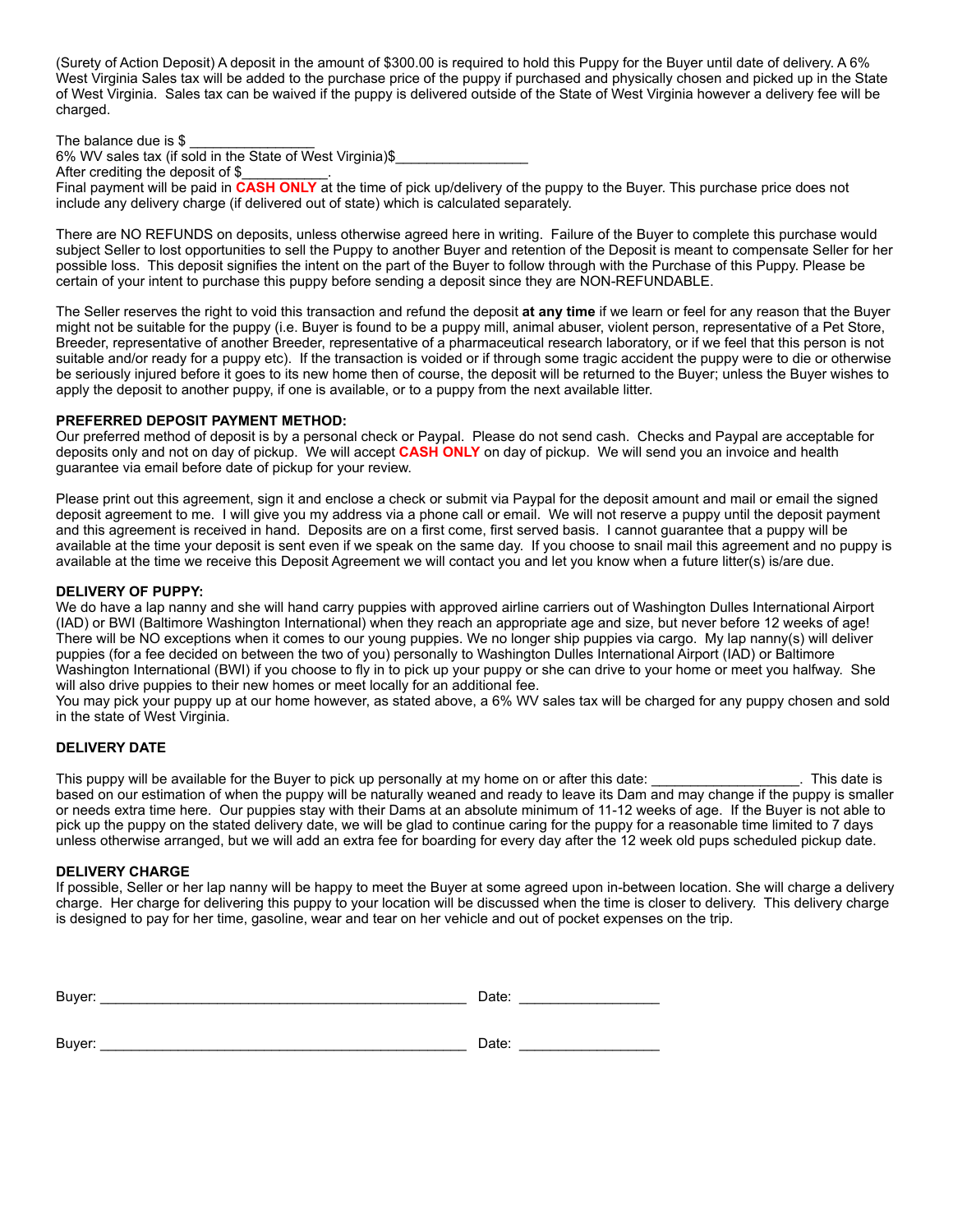(Surety of Action Deposit) A deposit in the amount of $300.00 is required to hold this Puppy for the Buyer until date of delivery. A 6% West Virginia Sales tax will be added to the purchase price of the puppy if purchased and physically chosen and picked up in the State of West Virginia. Sales tax can be waived if the puppy is delivered outside of the State of West Virginia however a delivery fee will be charged.

The balance due is $ ________________
6% WV sales tax (if sold in the State of West Virginia)$_________________
After crediting the deposit of $___________.
Final payment will be paid in **CASH ONLY** at the time of pick up/delivery of the puppy to the Buyer. This purchase price does not include any delivery charge (if delivered out of state) which is calculated separately.

There are NO REFUNDS on deposits, unless otherwise agreed here in writing. Failure of the Buyer to complete this purchase would subject Seller to lost opportunities to sell the Puppy to another Buyer and retention of the Deposit is meant to compensate Seller for her possible loss. This deposit signifies the intent on the part of the Buyer to follow through with the Purchase of this Puppy. Please be certain of your intent to purchase this puppy before sending a deposit since they are NON-REFUNDABLE.

The Seller reserves the right to void this transaction and refund the deposit **at any time** if we learn or feel for any reason that the Buyer might not be suitable for the puppy (i.e. Buyer is found to be a puppy mill, animal abuser, violent person, representative of a Pet Store, Breeder, representative of another Breeder, representative of a pharmaceutical research laboratory, or if we feel that this person is not suitable and/or ready for a puppy etc). If the transaction is voided or if through some tragic accident the puppy were to die or otherwise be seriously injured before it goes to its new home then of course, the deposit will be returned to the Buyer; unless the Buyer wishes to apply the deposit to another puppy, if one is available, or to a puppy from the next available litter.

**PREFERRED DEPOSIT PAYMENT METHOD:**
Our preferred method of deposit is by a personal check or Paypal. Please do not send cash. Checks and Paypal are acceptable for deposits only and not on day of pickup. We will accept **CASH ONLY** on day of pickup. We will send you an invoice and health guarantee via email before date of pickup for your review.

Please print out this agreement, sign it and enclose a check or submit via Paypal for the deposit amount and mail or email the signed deposit agreement to me. I will give you my address via a phone call or email. We will not reserve a puppy until the deposit payment and this agreement is received in hand. Deposits are on a first come, first served basis. I cannot guarantee that a puppy will be available at the time your deposit is sent even if we speak on the same day. If you choose to snail mail this agreement and no puppy is available at the time we receive this Deposit Agreement we will contact you and let you know when a future litter(s) is/are due.

**DELIVERY OF PUPPY:**
We do have a lap nanny and she will hand carry puppies with approved airline carriers out of Washington Dulles International Airport (IAD) or BWI (Baltimore Washington International) when they reach an appropriate age and size, but never before 12 weeks of age! There will be NO exceptions when it comes to our young puppies. We no longer ship puppies via cargo. My lap nanny(s) will deliver puppies (for a fee decided on between the two of you) personally to Washington Dulles International Airport (IAD) or Baltimore Washington International (BWI) if you choose to fly in to pick up your puppy or she can drive to your home or meet you halfway. She will also drive puppies to their new homes or meet locally for an additional fee.
You may pick your puppy up at our home however, as stated above, a 6% WV sales tax will be charged for any puppy chosen and sold in the state of West Virginia.

**DELIVERY DATE**

This puppy will be available for the Buyer to pick up personally at my home on or after this date: __________________. This date is based on our estimation of when the puppy will be naturally weaned and ready to leave its Dam and may change if the puppy is smaller or needs extra time here. Our puppies stay with their Dams at an absolute minimum of 11-12 weeks of age. If the Buyer is not able to pick up the puppy on the stated delivery date, we will be glad to continue caring for the puppy for a reasonable time limited to 7 days unless otherwise arranged, but we will add an extra fee for boarding for every day after the 12 week old pups scheduled pickup date.

**DELIVERY CHARGE**
If possible, Seller or her lap nanny will be happy to meet the Buyer at some agreed upon in-between location. She will charge a delivery charge. Her charge for delivering this puppy to your location will be discussed when the time is closer to delivery. This delivery charge is designed to pay for her time, gasoline, wear and tear on her vehicle and out of pocket expenses on the trip.

Buyer: ______________________________________________ Date: _________________

Buyer: ______________________________________________ Date: _________________